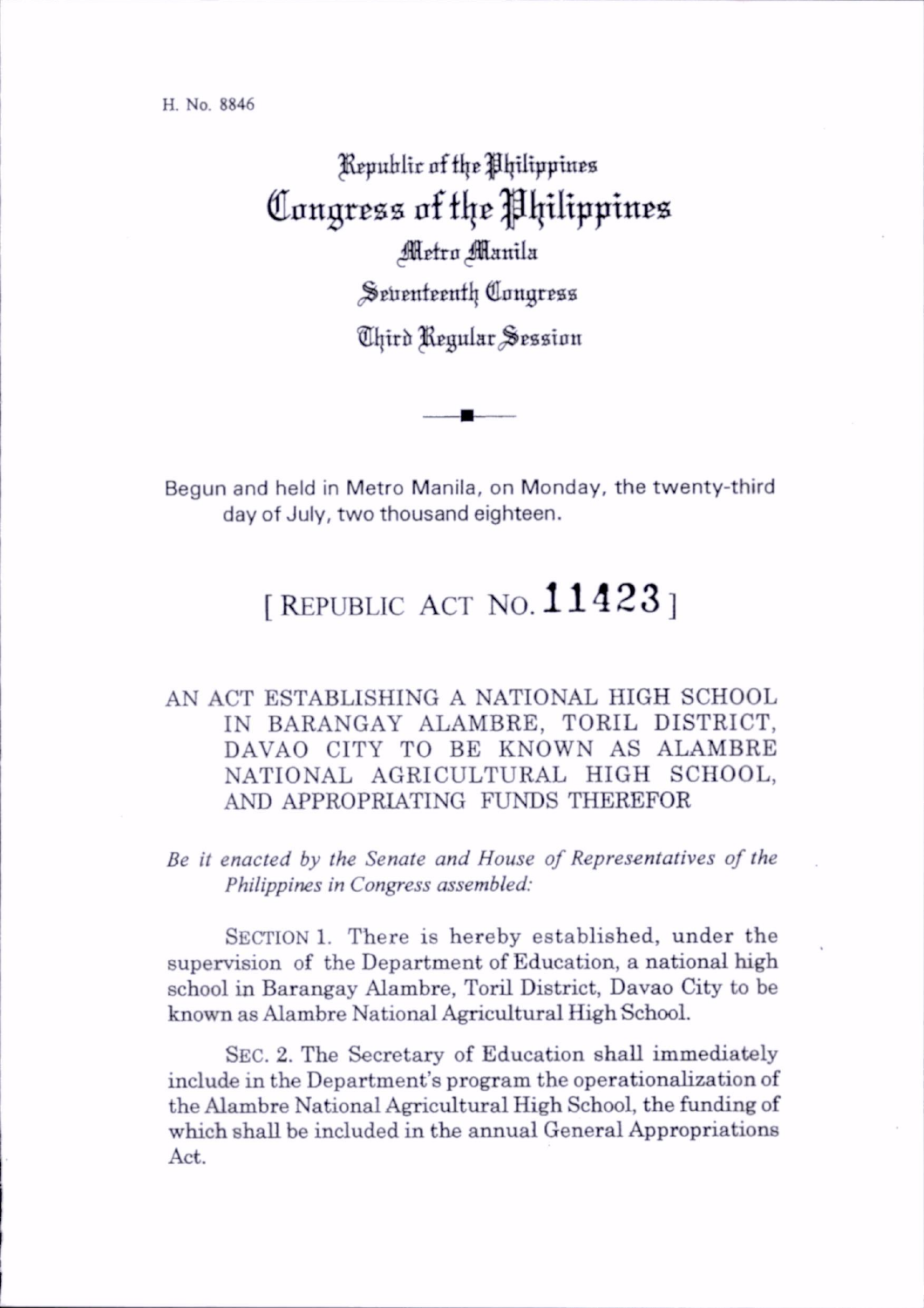H. No. 8846

# Republic of the Philippines
# Congress of the Philippines
## Metro Manila
## Seventeenth Congress
## Third Regular Session

Begun and held in Metro Manila, on Monday, the twenty-third day of July, two thousand eighteen.

# [ REPUBLIC ACT NO. 11423 ]

AN ACT ESTABLISHING A NATIONAL HIGH SCHOOL IN BARANGAY ALAMBRE, TORIL DISTRICT, DAVAO CITY TO BE KNOWN AS ALAMBRE NATIONAL AGRICULTURAL HIGH SCHOOL, AND APPROPRIATING FUNDS THEREFOR

*Be it enacted by the Senate and House of Representatives of the Philippines in Congress assembled:*

SECTION 1. There is hereby established, under the supervision of the Department of Education, a national high school in Barangay Alambre, Toril District, Davao City to be known as Alambre National Agricultural High School.

SEC. 2. The Secretary of Education shall immediately include in the Department's program the operationalization of the Alambre National Agricultural High School, the funding of which shall be included in the annual General Appropriations Act.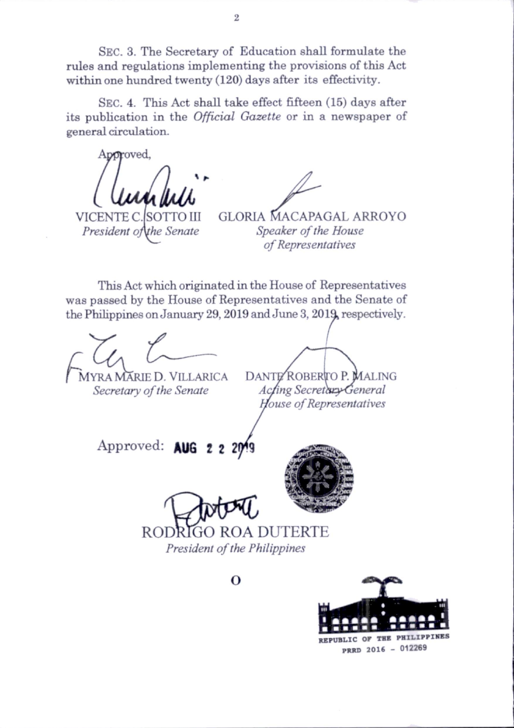SEC. 3. The Secretary of Education shall formulate the rules and regulations implementing the provisions of this Act within one hundred twenty (120) days after its effectivity.

SEC. 4. This Act shall take effect fifteen (15) days after its publication in the *Official Gazette* or in a newspaper of general circulation.

Approved,

VICENTE C. SOTTO III
*President of the Senate*

GLORIA MACAPAGAL ARROYO
*Speaker of the House of Representatives*

This Act which originated in the House of Representatives was passed by the House of Representatives and the Senate of the Philippines on January 29, 2019 and June 3, 2019, respectively.

MYRA MARIE D. VILLARICA
*Secretary of the Senate*

DANTE ROBERTO P. MALING
*Acting Secretary General*
*House of Representatives*

Approved: **AUG 2 2 2019**

RODRIGO ROA DUTERTE
*President of the Philippines*

O

REPUBLIC OF THE PHILIPPINES
PRRD 2016 - 012269